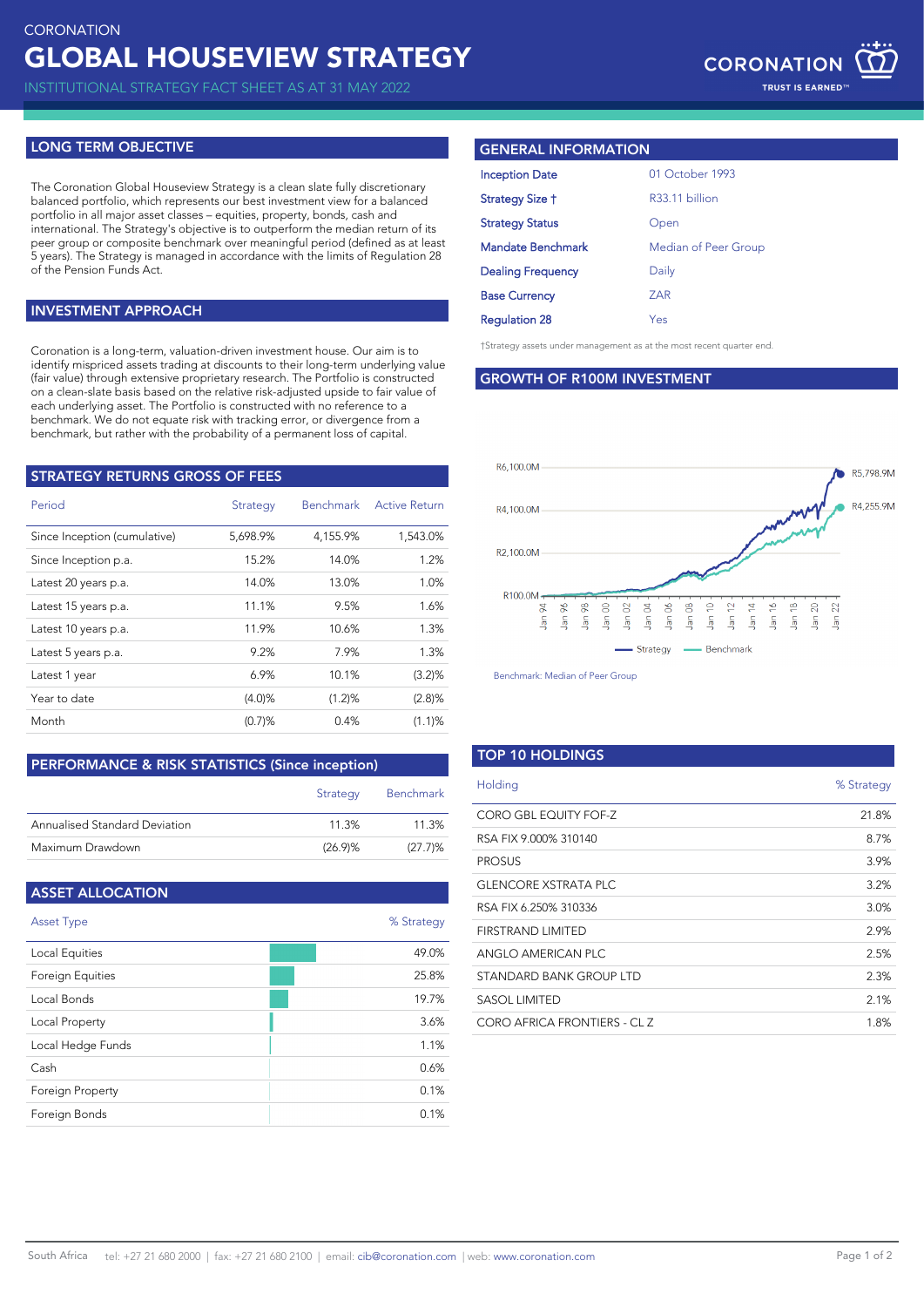CORONATION

# GLOBAL HOUSEVIEW STRATEGY

INSTITUTIONAL STRATEGY FACT SHEET AS AT 31 MAY 2022

## LONG TERM OBJECTIVE

The Coronation Global Houseview Strategy is a clean slate fully discretionary balanced portfolio, which represents our best investment view for a balanced portfolio in all major asset classes – equities, property, bonds, cash and international. The Strategy's objective is to outperform the median return of its peer group or composite benchmark over meaningful period (defined as at least 5 years). The Strategy is managed in accordance with the limits of Regulation 28 of the Pension Funds Act.

## INVESTMENT APPROACH

Coronation is a long-term, valuation-driven investment house. Our aim is to identify mispriced assets trading at discounts to their long-term underlying value (fair value) through extensive proprietary research. The Portfolio is constructed on a clean-slate basis based on the relative risk-adjusted upside to fair value of each underlying asset. The Portfolio is constructed with no reference to a benchmark. We do not equate risk with tracking error, or divergence from a benchmark, but rather with the probability of a permanent loss of capital.

## STRATEGY RETURNS GROSS OF FEES

| Period | Strategy | Benchmark | Active Return |
|---|---|---|---|
| Since Inception (cumulative) | 5,698.9% | 4,155.9% | 1,543.0% |
| Since Inception p.a. | 15.2% | 14.0% | 1.2% |
| Latest 20 years p.a. | 14.0% | 13.0% | 1.0% |
| Latest 15 years p.a. | 11.1% | 9.5% | 1.6% |
| Latest 10 years p.a. | 11.9% | 10.6% | 1.3% |
| Latest 5 years p.a. | 9.2% | 7.9% | 1.3% |
| Latest 1 year | 6.9% | 10.1% | (3.2)% |
| Year to date | (4.0)% | (1.2)% | (2.8)% |
| Month | (0.7)% | 0.4% | (1.1)% |

## PERFORMANCE & RISK STATISTICS (Since inception)

| | Strategy | Benchmark |
|---|---|---|
| Annualised Standard Deviation | 11.3% | 11.3% |
| Maximum Drawdown | (26.9)% | (27.7)% |

## ASSET ALLOCATION

| Asset Type | % Strategy |
|---|---|
| Local Equities | 49.0% |
| Foreign Equities | 25.8% |
| Local Bonds | 19.7% |
| Local Property | 3.6% |
| Local Hedge Funds | 1.1% |
| Cash | 0.6% |
| Foreign Property | 0.1% |
| Foreign Bonds | 0.1% |

## GENERAL INFORMATION

| | |
|---|---|
| Inception Date | 01 October 1993 |
| Strategy Size † | R33.11 billion |
| Strategy Status | Open |
| Mandate Benchmark | Median of Peer Group |
| Dealing Frequency | Daily |
| Base Currency | ZAR |
| Regulation 28 | Yes |

†Strategy assets under management as at the most recent quarter end.

## GROWTH OF R100M INVESTMENT

Strategy: R5,798.9M; Benchmark: R4,255.9M

Benchmark: Median of Peer Group

## TOP 10 HOLDINGS

| Holding | % Strategy |
|---|---|
| CORO GBL EQUITY FOF-Z | 21.8% |
| RSA FIX 9.000% 310140 | 8.7% |
| PROSUS | 3.9% |
| GLENCORE XSTRATA PLC | 3.2% |
| RSA FIX 6.250% 310336 | 3.0% |
| FIRSTRAND LIMITED | 2.9% |
| ANGLO AMERICAN PLC | 2.5% |
| STANDARD BANK GROUP LTD | 2.3% |
| SASOL LIMITED | 2.1% |
| CORO AFRICA FRONTIERS - CL Z | 1.8% |

South Africa tel: +27 21 680 2000 | fax: +27 21 680 2100 | email: cib@coronation.com | web: www.coronation.com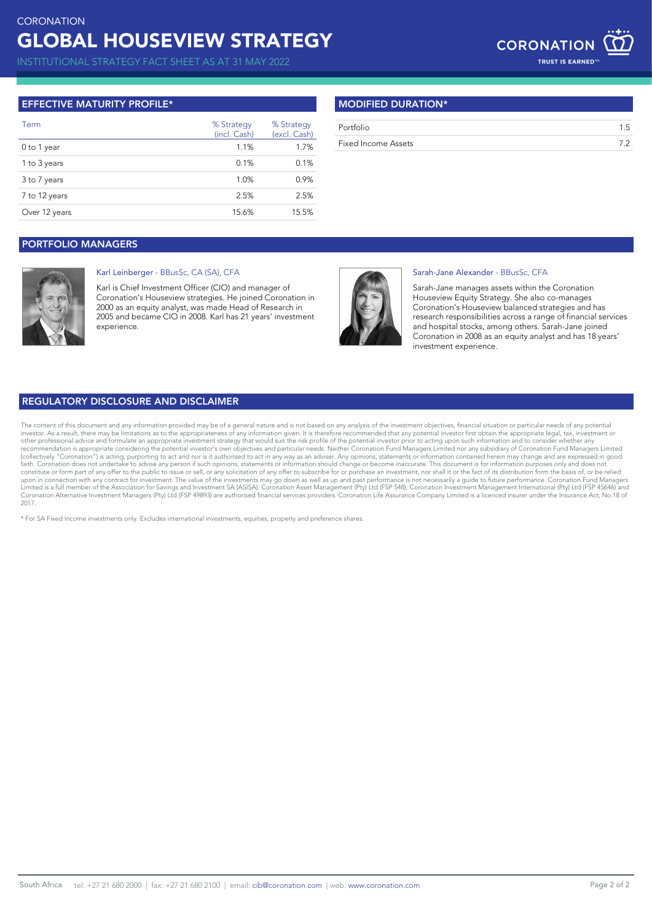CORONATION

# GLOBAL HOUSEVIEW STRATEGY

INSTITUTIONAL STRATEGY FACT SHEET AS AT 31 MAY 2022

## EFFECTIVE MATURITY PROFILE*

| Term | % Strategy (incl. Cash) | % Strategy (excl. Cash) |
|---|---|---|
| 0 to 1 year | 1.1% | 1.7% |
| 1 to 3 years | 0.1% | 0.1% |
| 3 to 7 years | 1.0% | 0.9% |
| 7 to 12 years | 2.5% | 2.5% |
| Over 12 years | 15.6% | 15.5% |

## MODIFIED DURATION*

| | |
|---|---|
| Portfolio | 1.5 |
| Fixed Income Assets | 7.2 |

## PORTFOLIO MANAGERS

**Karl Leinberger** - BBusSc, CA (SA), CFA

Karl is Chief Investment Officer (CIO) and manager of Coronation's Houseview strategies. He joined Coronation in 2000 as an equity analyst, was made Head of Research in 2005 and became CIO in 2008. Karl has 21 years' investment experience.

**Sarah-Jane Alexander** - BBusSc, CFA

Sarah-Jane manages assets within the Coronation Houseview Equity Strategy. She also co-manages Coronation's Houseview balanced strategies and has research responsibilities across a range of financial services and hospital stocks, among others. Sarah-Jane joined Coronation in 2008 as an equity analyst and has 18 years' investment experience.

## REGULATORY DISCLOSURE AND DISCLAIMER

The content of this document and any information provided may be of a general nature and is not based on any analysis of the investment objectives, financial situation or particular needs of any potential investor. As a result, there may be limitations as to the appropriateness of any information given. It is therefore recommended that any potential investor first obtain the appropriate legal, tax, investment or other professional advice and formulate an appropriate investment strategy that would suit the risk profile of the potential investor prior to acting upon such information and to consider whether any recommendation is appropriate considering the potential investor's own objectives and particular needs. Neither Coronation Fund Managers Limited nor any subsidiary of Coronation Fund Managers Limited (collectively "Coronation") is acting, purporting to act and nor is it authorised to act in any way as an adviser. Any opinions, statements or information contained herein may change and are expressed in good faith. Coronation does not undertake to advise any person if such opinions, statements or information should change or become inaccurate. This document is for information purposes only and does not constitute or form part of any offer to the public to issue or sell, or any solicitation of any offer to subscribe for or purchase an investment, nor shall it or the fact of its distribution form the basis of, or be relied upon in connection with any contract for investment. The value of the investments may go down as well as up and past performance is not necessarily a guide to future performance. Coronation Fund Managers Limited is a full member of the Association for Savings and Investment SA (ASISA). Coronation Asset Management (Pty) Ltd (FSP 548), Coronation Investment Management International (Pty) Ltd (FSP 45646) and Coronation Alternative Investment Managers (Pty) Ltd (FSP 49893) are authorised financial services providers. Coronation Life Assurance Company Limited is a licenced insurer under the Insurance Act, No.18 of 2017.

* For SA Fixed Income investments only. Excludes international investments, equities, property and preference shares.

South Africa tel: +27 21 680 2000 | fax: +27 21 680 2100 | email: cib@coronation.com | web: www.coronation.com